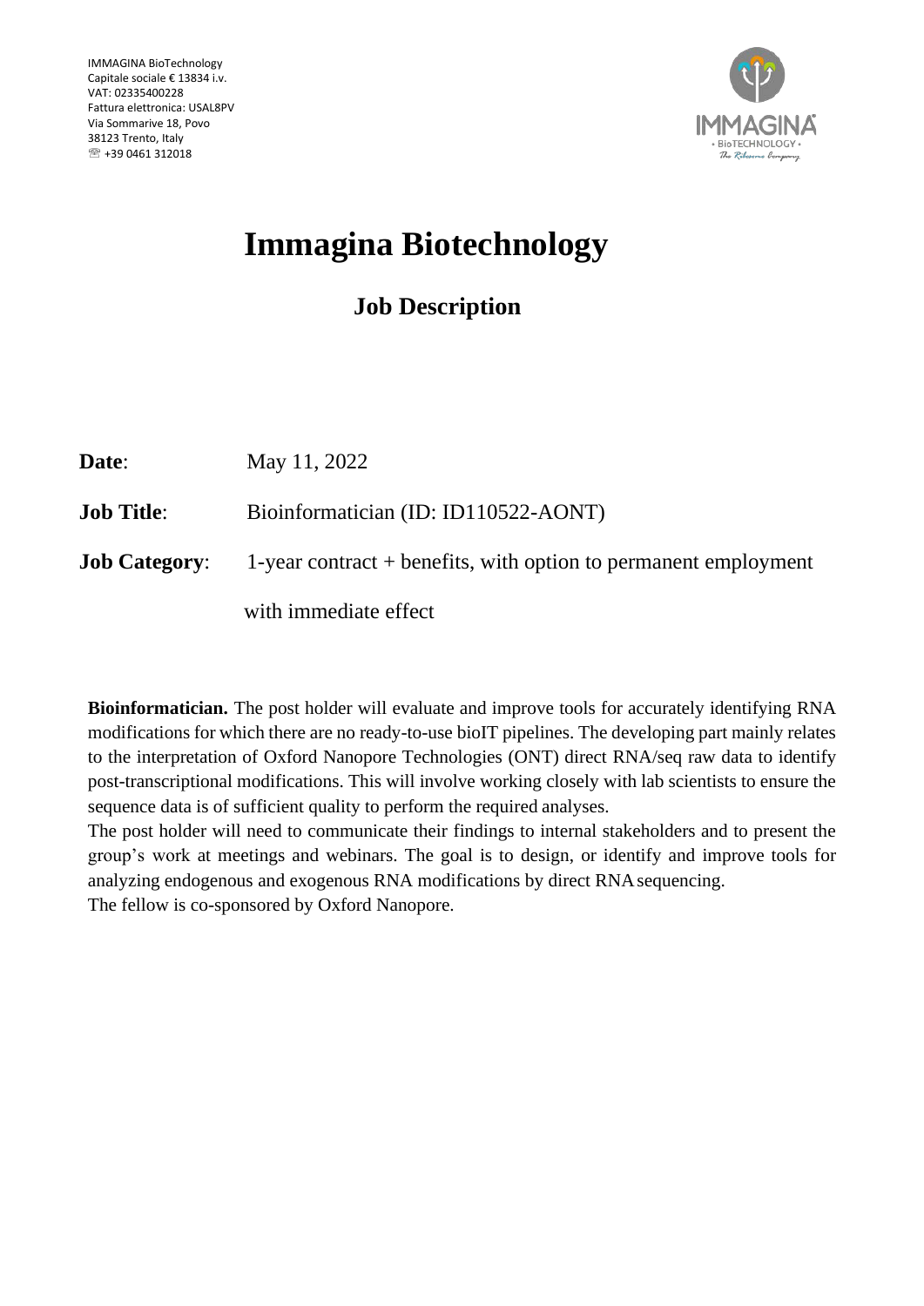IMMAGINA BioTechnology
Capitale sociale € 13834 i.v.
VAT: 02335400228
Fattura elettronica: USAL8PV
Via Sommarive 18, Povo
38123 Trento, Italy
☏ +39 0461 312018

# Immagina Biotechnology

## Job Description

**Date**: May 11, 2022

**Job Title**: Bioinformatician (ID: ID110522-AONT)

**Job Category**: 1-year contract + benefits, with option to permanent employment with immediate effect

**Bioinformatician.** The post holder will evaluate and improve tools for accurately identifying RNA modifications for which there are no ready-to-use bioIT pipelines. The developing part mainly relates to the interpretation of Oxford Nanopore Technologies (ONT) direct RNA/seq raw data to identify post-transcriptional modifications. This will involve working closely with lab scientists to ensure the sequence data is of sufficient quality to perform the required analyses.

The post holder will need to communicate their findings to internal stakeholders and to present the group's work at meetings and webinars. The goal is to design, or identify and improve tools for analyzing endogenous and exogenous RNA modifications by direct RNA sequencing.

The fellow is co-sponsored by Oxford Nanopore.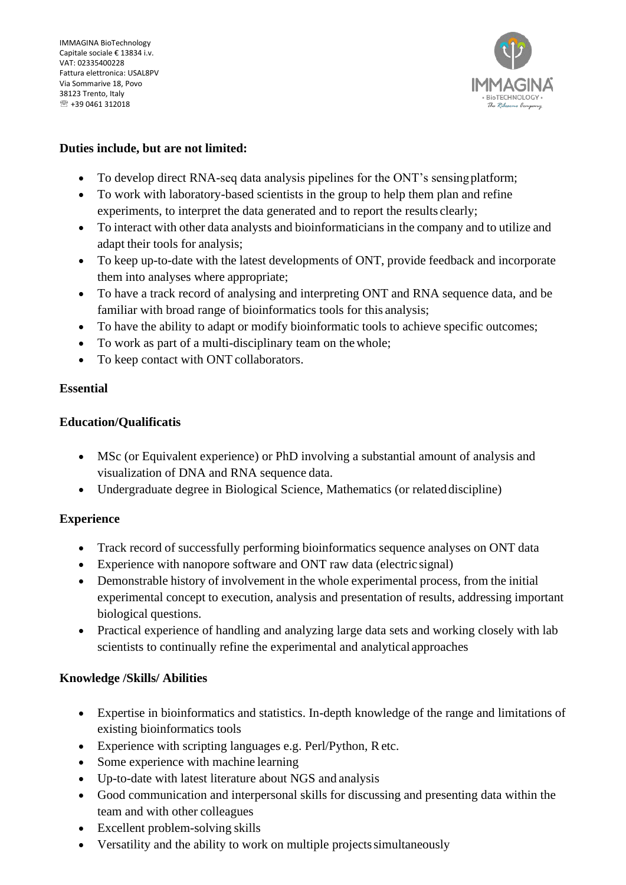**Duties include, but are not limited:**

- To develop direct RNA-seq data analysis pipelines for the ONT's sensing platform;
- To work with laboratory-based scientists in the group to help them plan and refine experiments, to interpret the data generated and to report the results clearly;
- To interact with other data analysts and bioinformaticians in the company and to utilize and adapt their tools for analysis;
- To keep up-to-date with the latest developments of ONT, provide feedback and incorporate them into analyses where appropriate;
- To have a track record of analysing and interpreting ONT and RNA sequence data, and be familiar with broad range of bioinformatics tools for this analysis;
- To have the ability to adapt or modify bioinformatic tools to achieve specific outcomes;
- To work as part of a multi-disciplinary team on the whole;
- To keep contact with ONT collaborators.

**Essential**

**Education/Qualificatis**

- MSc (or Equivalent experience) or PhD involving a substantial amount of analysis and visualization of DNA and RNA sequence data.
- Undergraduate degree in Biological Science, Mathematics (or related discipline)

**Experience**

- Track record of successfully performing bioinformatics sequence analyses on ONT data
- Experience with nanopore software and ONT raw data (electric signal)
- Demonstrable history of involvement in the whole experimental process, from the initial experimental concept to execution, analysis and presentation of results, addressing important biological questions.
- Practical experience of handling and analyzing large data sets and working closely with lab scientists to continually refine the experimental and analytical approaches

**Knowledge /Skills/ Abilities**

- Expertise in bioinformatics and statistics. In-depth knowledge of the range and limitations of existing bioinformatics tools
- Experience with scripting languages e.g. Perl/Python, R etc.
- Some experience with machine learning
- Up-to-date with latest literature about NGS and analysis
- Good communication and interpersonal skills for discussing and presenting data within the team and with other colleagues
- Excellent problem-solving skills
- Versatility and the ability to work on multiple projects simultaneously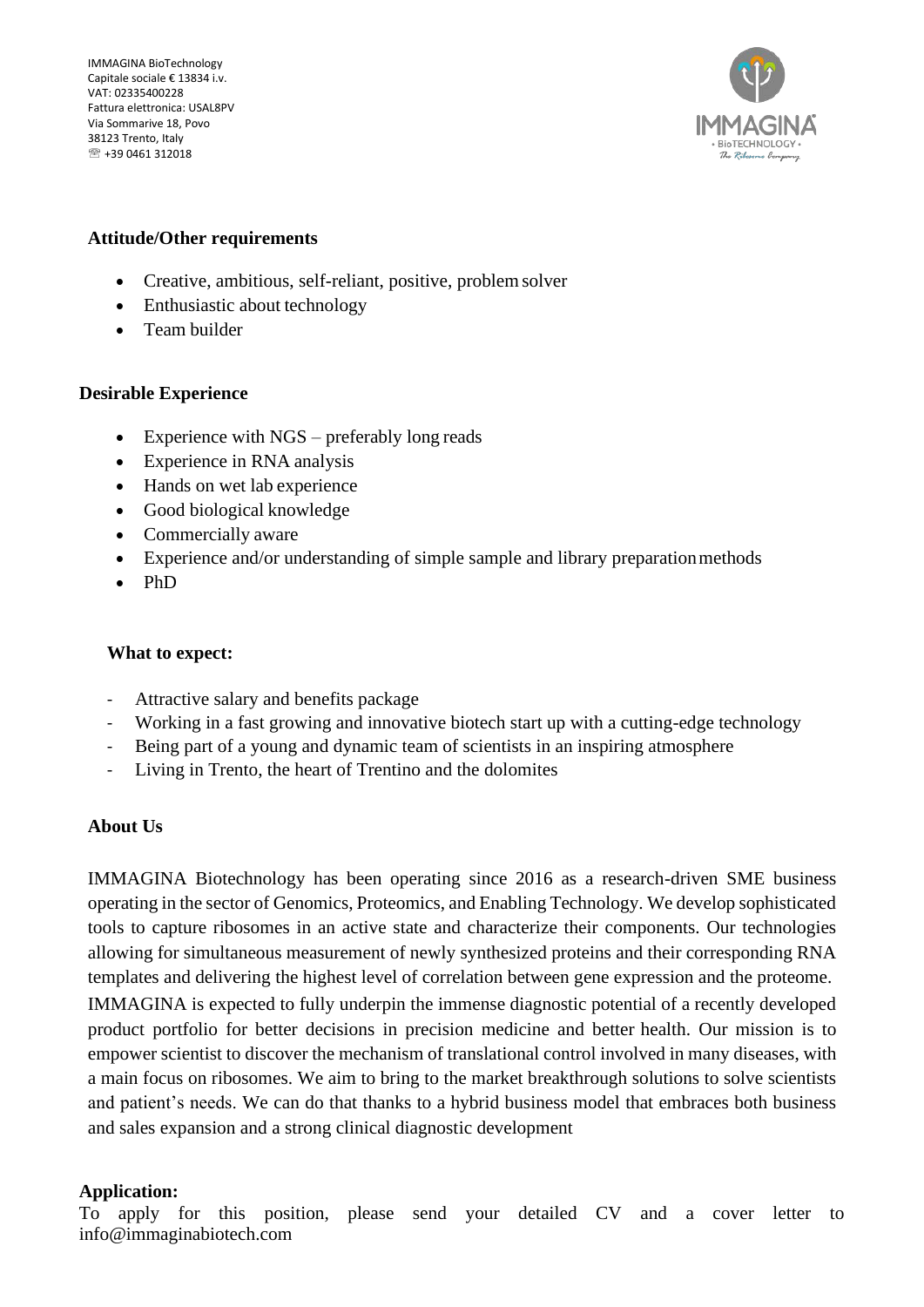**Attitude/Other requirements**

- Creative, ambitious, self-reliant, positive, problem solver
- Enthusiastic about technology
- Team builder

**Desirable Experience**

- Experience with NGS – preferably long reads
- Experience in RNA analysis
- Hands on wet lab experience
- Good biological knowledge
- Commercially aware
- Experience and/or understanding of simple sample and library preparation methods
- PhD

**What to expect:**

- Attractive salary and benefits package
- Working in a fast growing and innovative biotech start up with a cutting-edge technology
- Being part of a young and dynamic team of scientists in an inspiring atmosphere
- Living in Trento, the heart of Trentino and the dolomites

**About Us**

IMMAGINA Biotechnology has been operating since 2016 as a research-driven SME business operating in the sector of Genomics, Proteomics, and Enabling Technology. We develop sophisticated tools to capture ribosomes in an active state and characterize their components. Our technologies allowing for simultaneous measurement of newly synthesized proteins and their corresponding RNA templates and delivering the highest level of correlation between gene expression and the proteome. IMMAGINA is expected to fully underpin the immense diagnostic potential of a recently developed product portfolio for better decisions in precision medicine and better health. Our mission is to empower scientist to discover the mechanism of translational control involved in many diseases, with a main focus on ribosomes. We aim to bring to the market breakthrough solutions to solve scientists and patient's needs. We can do that thanks to a hybrid business model that embraces both business and sales expansion and a strong clinical diagnostic development

**Application:**

To apply for this position, please send your detailed CV and a cover letter to info@immaginabiotech.com